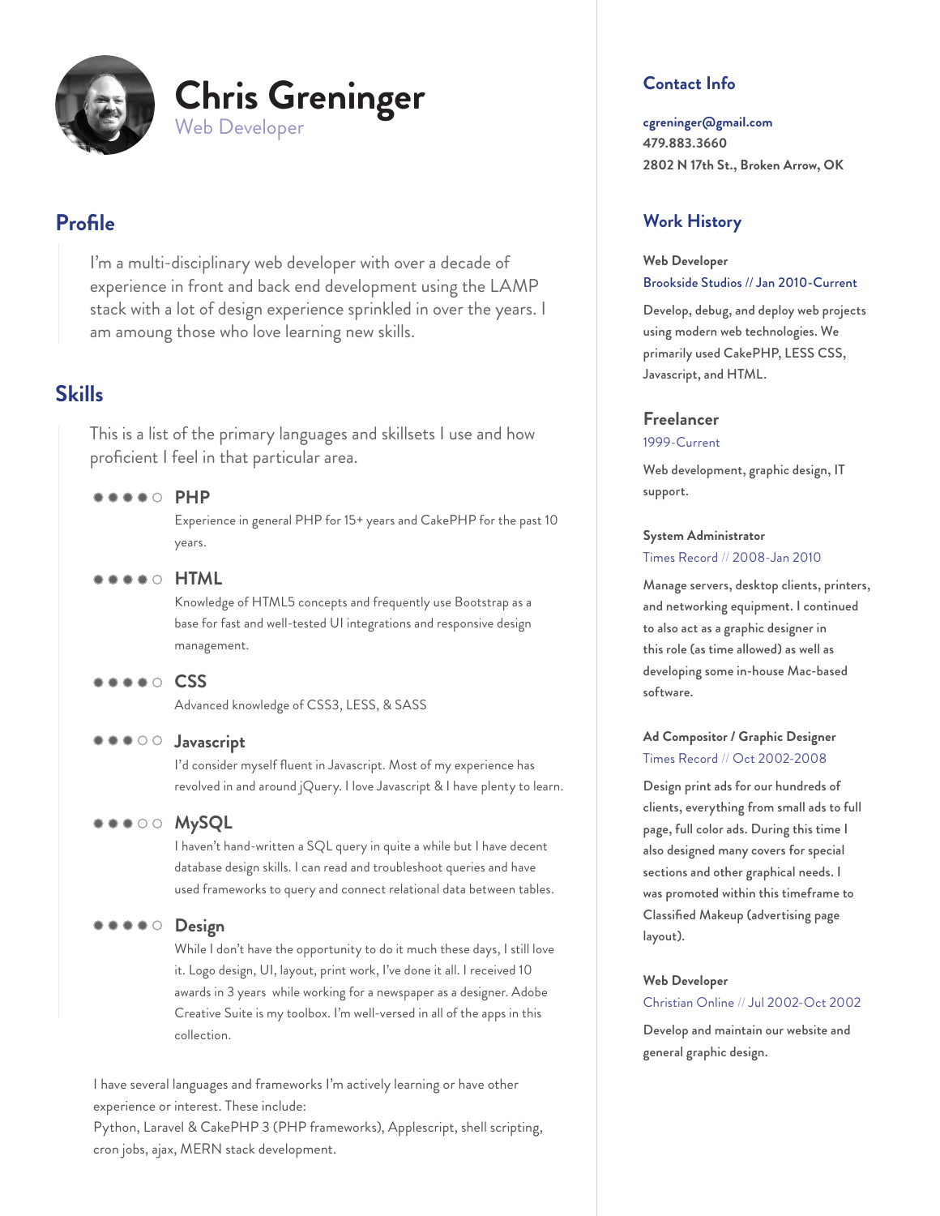# Chris Greninger

Web Developer

## Profile

I'm a multi-disciplinary web developer with over a decade of experience in front and back end development using the LAMP stack with a lot of design experience sprinkled in over the years. I am amoung those who love learning new skills.

## Skills

This is a list of the primary languages and skillsets I use and how proficient I feel in that particular area.

### ●●●●○ PHP

Experience in general PHP for 15+ years and CakePHP for the past 10 years.

### ●●●●○ HTML

Knowledge of HTML5 concepts and frequently use Bootstrap as a base for fast and well-tested UI integrations and responsive design management.

### ●●●●○ CSS

Advanced knowledge of CSS3, LESS, & SASS

### ●●●○○ Javascript

I'd consider myself fluent in Javascript. Most of my experience has revolved in and around jQuery. I love Javascript & I have plenty to learn.

### ●●●○○ MySQL

I haven't hand-written a SQL query in quite a while but I have decent database design skills. I can read and troubleshoot queries and have used frameworks to query and connect relational data between tables.

### ●●●●○ Design

While I don't have the opportunity to do it much these days, I still love it. Logo design, UI, layout, print work, I've done it all. I received 10 awards in 3 years while working for a newspaper as a designer. Adobe Creative Suite is my toolbox. I'm well-versed in all of the apps in this collection.

I have several languages and frameworks I'm actively learning or have other experience or interest. These include:
Python, Laravel & CakePHP 3 (PHP frameworks), Applescript, shell scripting, cron jobs, ajax, MERN stack development.

## Contact Info

**cgreninger@gmail.com**
**479.883.3660**
**2802 N 17th St., Broken Arrow, OK**

## Work History

**Web Developer**
Brookside Studios // Jan 2010-Current

Develop, debug, and deploy web projects using modern web technologies. We primarily used CakePHP, LESS CSS, Javascript, and HTML.

### Freelancer

1999-Current

Web development, graphic design, IT support.

**System Administrator**
Times Record // 2008-Jan 2010

Manage servers, desktop clients, printers, and networking equipment. I continued to also act as a graphic designer in this role (as time allowed) as well as developing some in-house Mac-based software.

**Ad Compositor / Graphic Designer**
Times Record // Oct 2002-2008

Design print ads for our hundreds of clients, everything from small ads to full page, full color ads. During this time I also designed many covers for special sections and other graphical needs. I was promoted within this timeframe to Classified Makeup (advertising page layout).

**Web Developer**
Christian Online // Jul 2002-Oct 2002

Develop and maintain our website and general graphic design.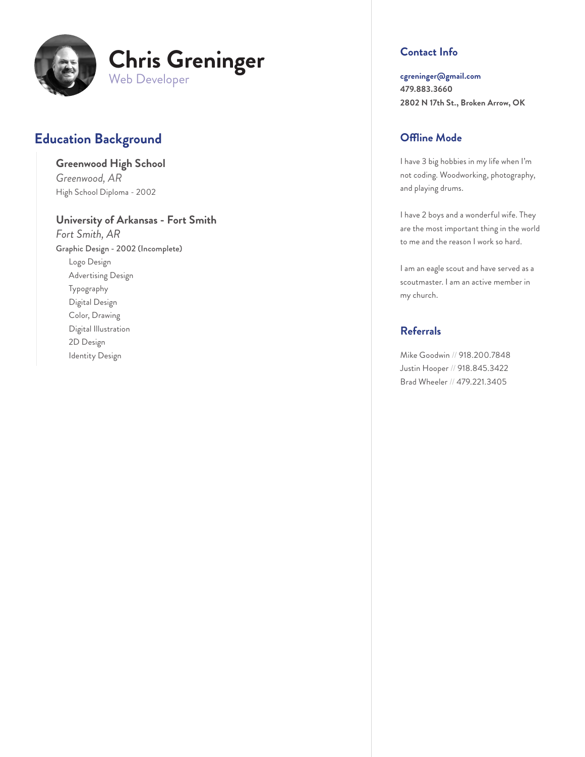# Chris Greninger

Web Developer

## Education Background

### Greenwood High School

*Greenwood, AR*

High School Diploma - 2002

### University of Arkansas - Fort Smith

*Fort Smith, AR*

**Graphic Design - 2002 (Incomplete)**

- Logo Design
- Advertising Design
- Typography
- Digital Design
- Color, Drawing
- Digital Illustration
- 2D Design
- Identity Design

## Contact Info

**cgreninger@gmail.com**
**479.883.3660**
**2802 N 17th St., Broken Arrow, OK**

## Offline Mode

I have 3 big hobbies in my life when I'm not coding. Woodworking, photography, and playing drums.

I have 2 boys and a wonderful wife. They are the most important thing in the world to me and the reason I work so hard.

I am an eagle scout and have served as a scoutmaster. I am an active member in my church.

## Referrals

Mike Goodwin // 918.200.7848
Justin Hooper // 918.845.3422
Brad Wheeler // 479.221.3405